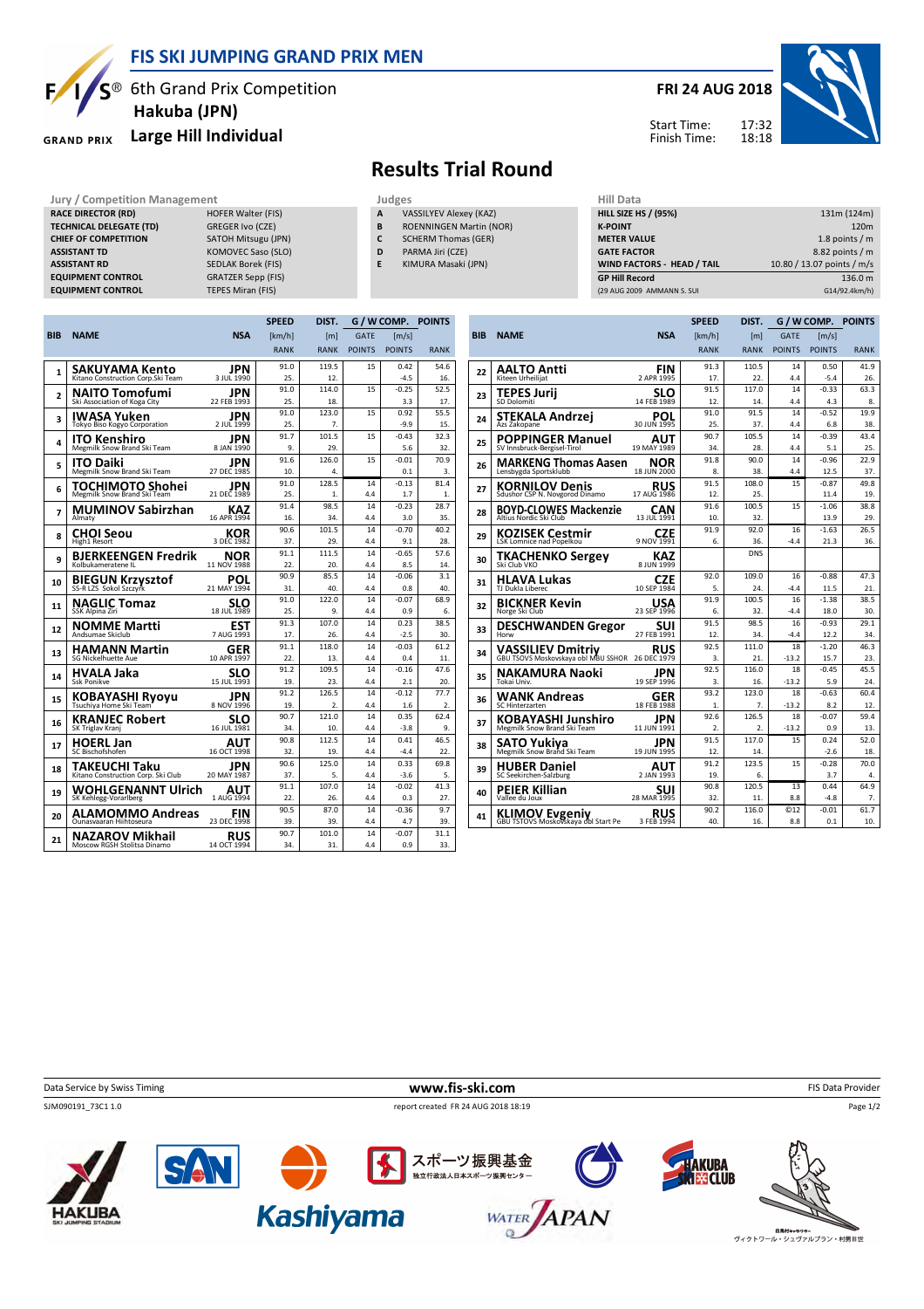# FIS SKI JUMPING GRAND PRIX MEN

6th Grand Prix Competition
**Hakuba (JPN)**
**Large Hill Individual**

**FRI 24 AUG 2018**

Start Time: 17:32
Finish Time: 18:18

## Results Trial Round

| Jury / Competition Management | |
|---|---|
| RACE DIRECTOR (RD) | HOFER Walter (FIS) |
| TECHNICAL DELEGATE (TD) | GREGER Ivo (CZE) |
| CHIEF OF COMPETITION | SATOH Mitsugu (JPN) |
| ASSISTANT TD | KOMOVEC Saso (SLO) |
| ASSISTANT RD | SEDLAK Borek (FIS) |
| EQUIPMENT CONTROL | GRATZER Sepp (FIS) |
| EQUIPMENT CONTROL | TEPES Miran (FIS) |

| Judges | |
|---|---|
| A | VASSILYEV Alexey (KAZ) |
| B | ROENNINGEN Martin (NOR) |
| C | SCHERM Thomas (GER) |
| D | PARMA Jiri (CZE) |
| E | KIMURA Masaki (JPN) |

| Hill Data | |
|---|---|
| HILL SIZE HS / (95%) | 131m (124m) |
| K-POINT | 120m |
| METER VALUE | 1.8 points / m |
| GATE FACTOR | 8.82 points / m |
| WIND FACTORS - HEAD / TAIL | 10.80 / 13.07 points / m/s |
| GP Hill Record | 136.0 m |
| (29 AUG 2009 AMMANN S. SUI | G14/92.4km/h) |

| BIB | NAME | NSA | SPEED [km/h] RANK | DIST. [m] RANK | GATE | GATE POINTS | [m/s] | W COMP. POINTS | POINTS | RANK |
|---|---|---|---|---|---|---|---|---|---|---|
| 1 | SAKUYAMA Kento<br>Kitano Construction Corp.Ski Team | JPN<br>3 JUL 1990 | 91.0<br>25. | 119.5<br>12. | 15 | | 0.42 | -4.5 | 54.6 | 16. |
| 2 | NAITO Tomofumi<br>Ski Association of Koga City | JPN<br>22 FEB 1993 | 91.0<br>25. | 114.0<br>18. | 15 | | -0.25 | 3.3 | 52.5 | 17. |
| 3 | IWASA Yuken<br>Tokyo Biso Kogyo Corporation | JPN<br>2 JUL 1999 | 91.0<br>25. | 123.0<br>7. | 15 | | 0.92 | -9.9 | 55.5 | 15. |
| 4 | ITO Kenshiro<br>Megmilk Snow Brand Ski Team | JPN<br>8 JAN 1990 | 91.7<br>9. | 101.5<br>29. | 15 | | -0.43 | 5.6 | 32.3 | 32. |
| 5 | ITO Daiki<br>Megmilk Snow Brand Ski Team | JPN<br>27 DEC 1985 | 91.6<br>10. | 126.0<br>4. | 15 | | -0.01 | 0.1 | 70.9 | 3. |
| 6 | TOCHIMOTO Shohei<br>Megmilk Snow Brand Ski Team | JPN<br>21 DEC 1989 | 91.0<br>25. | 128.5<br>1. | 14 | 4.4 | -0.13 | 1.7 | 81.4 | 1. |
| 7 | MUMINOV Sabirzhan<br>Almaty | KAZ<br>16 APR 1994 | 91.4<br>16. | 98.5<br>34. | 14 | 4.4 | -0.23 | 3.0 | 28.7 | 35. |
| 8 | CHOI Seou<br>High1 Resort | KOR<br>3 DEC 1982 | 90.6<br>37. | 101.5<br>29. | 14 | 4.4 | -0.70 | 9.1 | 40.2 | 28. |
| 9 | BJERKEENGEN Fredrik<br>Kolbukameratene IL | NOR<br>11 NOV 1988 | 91.1<br>22. | 111.5<br>20. | 14 | 4.4 | -0.65 | 8.5 | 57.6 | 14. |
| 10 | BIEGUN Krzysztof<br>SS-R LZS Sokol Szczyrk | POL<br>21 MAY 1994 | 90.9<br>31. | 85.5<br>40. | 14 | 4.4 | -0.06 | 0.8 | 3.1 | 40. |
| 11 | NAGLIC Tomaz<br>SSK Alpina Ziri | SLO<br>18 JUL 1989 | 91.0<br>25. | 122.0<br>9. | 14 | 4.4 | -0.07 | 0.9 | 68.9 | 6. |
| 12 | NOMME Martti<br>Andsumae Skiclub | EST<br>7 AUG 1993 | 91.3<br>17. | 107.0<br>26. | 14 | 4.4 | 0.23 | -2.5 | 38.5 | 30. |
| 13 | HAMANN Martin<br>SG Nickelhuette Aue | GER<br>10 APR 1997 | 91.1<br>22. | 118.0<br>13. | 14 | 4.4 | -0.03 | 0.4 | 61.2 | 11. |
| 14 | HVALA Jaka<br>Ssk Ponikve | SLO<br>15 JUL 1993 | 91.2<br>19. | 109.5<br>23. | 14 | 4.4 | -0.16 | 2.1 | 47.6 | 20. |
| 15 | KOBAYASHI Ryoyu<br>Tsuchiya Home Ski Team | JPN<br>8 NOV 1996 | 91.2<br>19. | 126.5<br>2. | 14 | 4.4 | -0.12 | 1.6 | 77.7 | 2. |
| 16 | KRANJEC Robert<br>SK Triglav Kranj | SLO<br>16 JUL 1981 | 90.7<br>34. | 121.0<br>10. | 14 | 4.4 | 0.35 | -3.8 | 62.4 | 9. |
| 17 | HOERL Jan<br>SC Bischofshofen | AUT<br>16 OCT 1998 | 90.8<br>32. | 112.5<br>19. | 14 | 4.4 | 0.41 | -4.4 | 46.5 | 22. |
| 18 | TAKEUCHI Taku<br>Kitano Construction Corp. Ski Club | JPN<br>20 MAY 1987 | 90.6<br>37. | 125.0<br>5. | 14 | 4.4 | 0.33 | -3.6 | 69.8 | 5. |
| 19 | WOHLGENANNT Ulrich<br>SK Kehlegg-Vorarlberg | AUT<br>1 AUG 1994 | 91.1<br>22. | 107.0<br>26. | 14 | 4.4 | -0.02 | 0.3 | 41.3 | 27. |
| 20 | ALAMOMMO Andreas<br>Ounasvaaran Hiihtoseura | FIN<br>23 DEC 1998 | 90.5<br>39. | 87.0<br>39. | 14 | 4.4 | 0.43 | -4.7 | 9.7 | 39. |
| 21 | NAZAROV Mikhail<br>Moscow RGSH Stolitsa Dinamo | RUS<br>14 OCT 1994 | 90.7<br>34. | 101.0<br>31. | 14 | 4.4 | -0.07 | 0.9 | 31.1 | 33. |
| 22 | AALTO Antti<br>Kiteen Urheilijat | FIN<br>2 APR 1995 | 91.3<br>17. | 110.5<br>22. | 14 | 4.4 | 0.50 | -5.4 | 41.9 | 26. |
| 23 | TEPES Jurij<br>SD Dolomiti | SLO<br>14 FEB 1989 | 91.5<br>12. | 117.0<br>14. | 14 | 4.4 | -0.33 | 4.3 | 63.3 | 8. |
| 24 | STEKALA Andrzej<br>Azs Zakopane | POL<br>30 JUN 1995 | 91.0<br>25. | 91.5<br>37. | 14 | 4.4 | -0.52 | 6.8 | 19.9 | 38. |
| 25 | POPPINGER Manuel<br>SV Innsbruck-Bergisel-Tirol | AUT<br>19 MAY 1989 | 90.7<br>34. | 105.5<br>28. | 14 | 4.4 | -0.39 | 5.1 | 43.4 | 25. |
| 26 | MARKENG Thomas Aasen<br>Lensbygda Sportsklubb | NOR<br>18 JUN 2000 | 91.8<br>8. | 90.0<br>38. | 14 | 4.4 | -0.96 | 12.5 | 22.9 | 37. |
| 27 | KORNILOV Denis<br>Sdushor CSP N. Novgorod Dinamo | RUS<br>17 AUG 1986 | 91.5<br>12. | 108.0<br>25. | 15 | | -0.87 | 11.4 | 49.8 | 19. |
| 28 | BOYD-CLOWES Mackenzie<br>Altius Nordic Ski Club | CAN<br>13 JUL 1991 | 91.6<br>10. | 100.5<br>32. | 15 | | -1.06 | 13.9 | 38.8 | 29. |
| 29 | KOZISEK Cestmir<br>LSK Lomnice nad Popelkou | CZE<br>9 NOV 1991 | 91.9<br>6. | 92.0<br>36. | 16 | -4.4 | -1.63 | 21.3 | 26.5 | 36. |
| 30 | TKACHENKO Sergey<br>Ski Club VKO | KAZ<br>8 JUN 1999 | | DNS | | | | | | |
| 31 | HLAVA Lukas<br>TJ Dukla Liberec | CZE<br>10 SEP 1984 | 92.0<br>5. | 109.0<br>24. | 16 | -4.4 | -0.88 | 11.5 | 47.3 | 21. |
| 32 | BICKNER Kevin<br>Norge Ski Club | USA<br>23 SEP 1996 | 91.9<br>6. | 100.5<br>32. | 16 | -4.4 | -1.38 | 18.0 | 38.5 | 30. |
| 33 | DESCHWANDEN Gregor<br>Horw | SUI<br>27 FEB 1991 | 91.5<br>12. | 98.5<br>34. | 16 | -4.4 | -0.93 | 12.2 | 29.1 | 34. |
| 34 | VASSILIEV Dmitriy<br>GBU TSOVS Moskovskaya obl MBU SSHOR | RUS<br>26 DEC 1979 | 92.5<br>3. | 111.0<br>21. | 18 | -13.2 | -1.20 | 15.7 | 46.3 | 23. |
| 35 | NAKAMURA Naoki<br>Tokai Univ. | JPN<br>19 SEP 1996 | 92.5<br>3. | 116.0<br>16. | 18 | -13.2 | -0.45 | 5.9 | 45.5 | 24. |
| 36 | WANK Andreas<br>SC Hinterzarten | GER<br>18 FEB 1988 | 93.2<br>1. | 123.0<br>7. | 18 | -13.2 | -0.63 | 8.2 | 60.4 | 12. |
| 37 | KOBAYASHI Junshiro<br>Megmilk Snow Brand Ski Team | JPN<br>11 JUN 1991 | 92.6<br>2. | 126.5<br>2. | 18 | -13.2 | -0.07 | 0.9 | 59.4 | 13. |
| 38 | SATO Yukiya<br>Megmilk Snow Brand Ski Team | JPN<br>19 JUN 1995 | 91.5<br>12. | 117.0<br>14. | 15 | | 0.24 | -2.6 | 52.0 | 18. |
| 39 | HUBER Daniel<br>SC Seekirchen-Salzburg | AUT<br>2 JAN 1993 | 91.2<br>19. | 123.5<br>6. | 15 | | -0.28 | 3.7 | 70.0 | 4. |
| 40 | PEIER Killian<br>Vallee du Joux | SUI<br>28 MAR 1995 | 90.8<br>32. | 120.5<br>11. | 13 | 8.8 | 0.44 | -4.8 | 64.9 | 7. |
| 41 | KLIMOV Evgeniy<br>GBU TSTOVS Moskovskaya obl Start Pe | RUS<br>3 FEB 1994 | 90.2<br>40. | 116.0<br>16. | ©12 | 8.8 | -0.01 | 0.1 | 61.7 | 10. |

Data Service by Swiss Timing | www.fis-ski.com | FIS Data Provider

SJM090191_73C1 1.0 report created FR 24 AUG 2018 18:19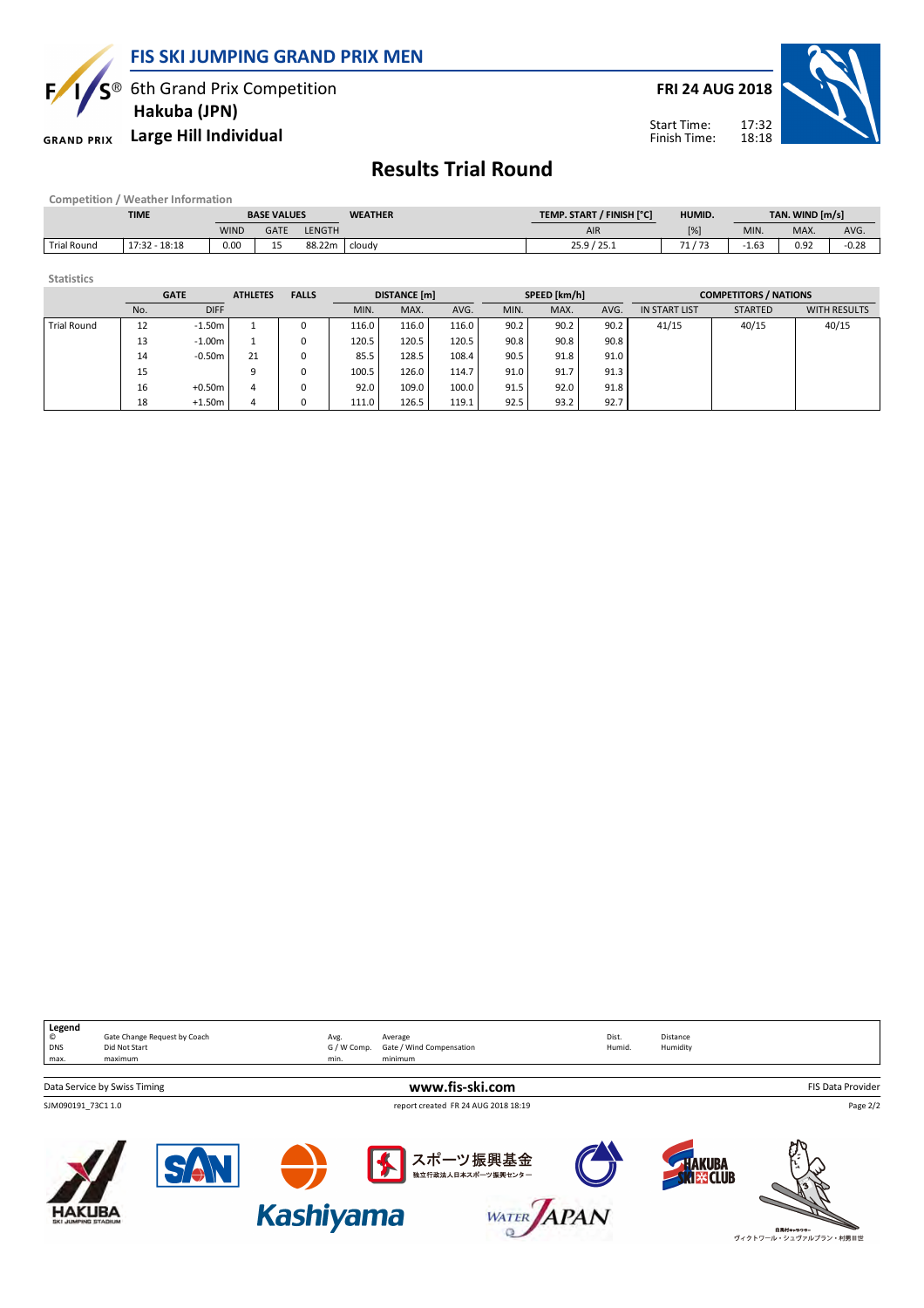# FIS SKI JUMPING GRAND PRIX MEN

6th Grand Prix Competition
**Hakuba (JPN)**
**Large Hill Individual**

**FRI 24 AUG 2018**

Start Time: 17:32
Finish Time: 18:18

## Results Trial Round

**Competition / Weather Information**

| TIME | | BASE VALUES | | | WEATHER | TEMP. START / FINISH [°C] | HUMID. | TAN. WIND [m/s] | | |
|---|---|---|---|---|---|---|---|---|---|---|
| | | WIND | GATE | LENGTH | | AIR | [%] | MIN. | MAX. | AVG. |
| Trial Round | 17:32 - 18:18 | 0.00 | 15 | 88.22m | cloudy | 25.9 / 25.1 | 71 / 73 | -1.63 | 0.92 | -0.28 |

**Statistics**

| | GATE | | ATHLETES | FALLS | DISTANCE [m] | | | SPEED [km/h] | | | COMPETITORS / NATIONS | | |
|---|---|---|---|---|---|---|---|---|---|---|---|---|---|
| | No. | DIFF | | | MIN. | MAX. | AVG. | MIN. | MAX. | AVG. | IN START LIST | STARTED | WITH RESULTS |
| Trial Round | 12 | -1.50m | 1 | 0 | 116.0 | 116.0 | 116.0 | 90.2 | 90.2 | 90.2 | 41/15 | 40/15 | 40/15 |
| | 13 | -1.00m | 1 | 0 | 120.5 | 120.5 | 120.5 | 90.8 | 90.8 | 90.8 | | | |
| | 14 | -0.50m | 21 | 0 | 85.5 | 128.5 | 108.4 | 90.5 | 91.8 | 91.0 | | | |
| | 15 | | 9 | 0 | 100.5 | 126.0 | 114.7 | 91.0 | 91.7 | 91.3 | | | |
| | 16 | +0.50m | 4 | 0 | 92.0 | 109.0 | 100.0 | 91.5 | 92.0 | 91.8 | | | |
| | 18 | +1.50m | 4 | 0 | 111.0 | 126.5 | 119.1 | 92.5 | 93.2 | 92.7 | | | |

**Legend**

| | | | | | |
|---|---|---|---|---|---|
| © | Gate Change Request by Coach | Avg. | Average | Dist. | Distance |
| DNS | Did Not Start | G / W Comp. | Gate / Wind Compensation | Humid. | Humidity |
| max. | maximum | min. | minimum | | |

Data Service by Swiss Timing — www.fis-ski.com — FIS Data Provider

SJM090191_73C1 1.0 — report created FR 24 AUG 2018 18:19